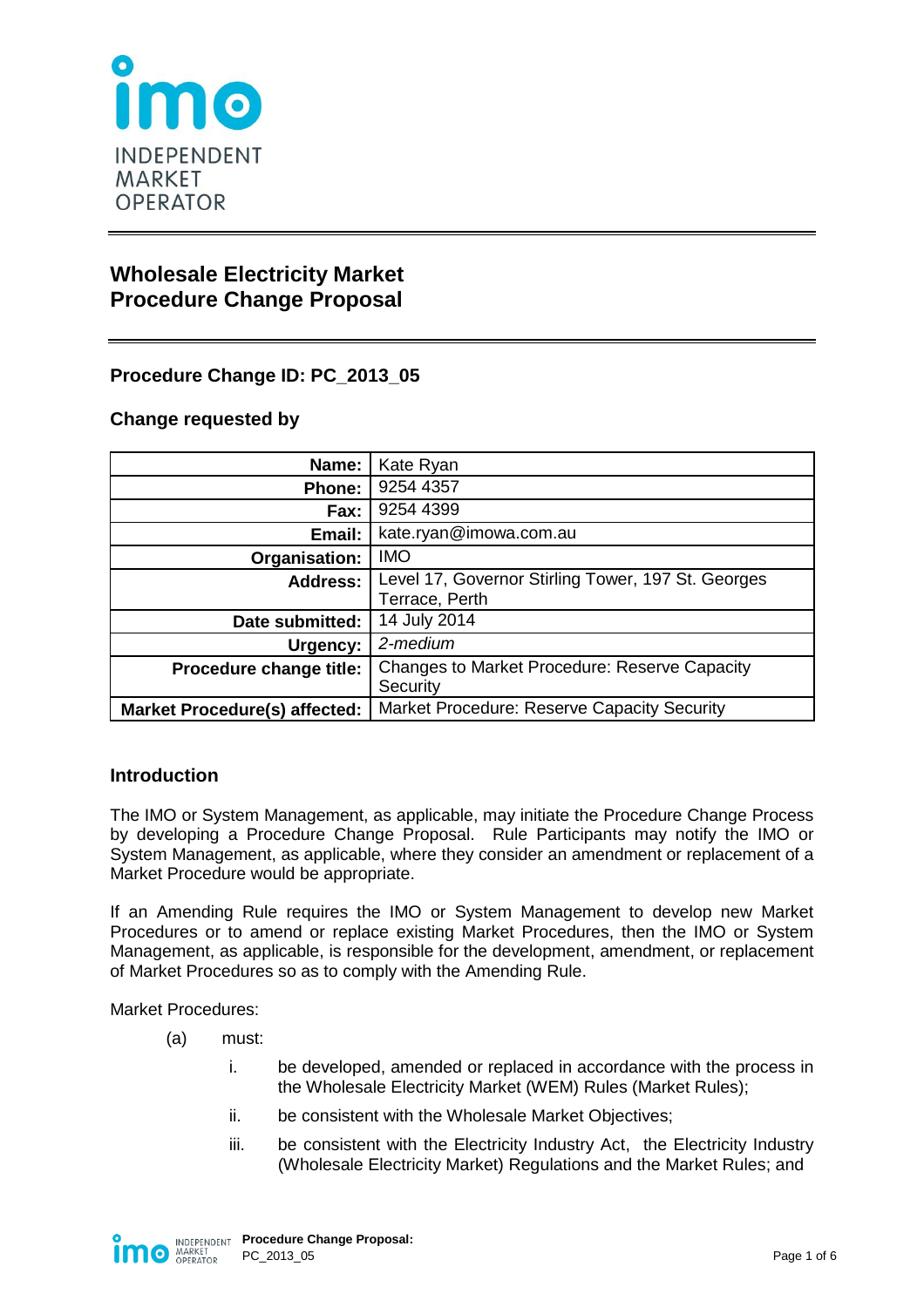# Wholesale Electricity Market Procedure Change Proposal

## Procedure Change ID: PC_2013_05

## Change requested by

| | |
|---|---|
| **Name:** | Kate Ryan |
| **Phone:** | 9254 4357 |
| **Fax:** | 9254 4399 |
| **Email:** | kate.ryan@imowa.com.au |
| **Organisation:** | IMO |
| **Address:** | Level 17, Governor Stirling Tower, 197 St. Georges Terrace, Perth |
| **Date submitted:** | 14 July 2014 |
| **Urgency:** | *2-medium* |
| **Procedure change title:** | Changes to Market Procedure: Reserve Capacity Security |
| **Market Procedure(s) affected:** | Market Procedure: Reserve Capacity Security |

## Introduction

The IMO or System Management, as applicable, may initiate the Procedure Change Process by developing a Procedure Change Proposal. Rule Participants may notify the IMO or System Management, as applicable, where they consider an amendment or replacement of a Market Procedure would be appropriate.

If an Amending Rule requires the IMO or System Management to develop new Market Procedures or to amend or replace existing Market Procedures, then the IMO or System Management, as applicable, is responsible for the development, amendment, or replacement of Market Procedures so as to comply with the Amending Rule.

Market Procedures:

(a) must:

i. be developed, amended or replaced in accordance with the process in the Wholesale Electricity Market (WEM) Rules (Market Rules);

ii. be consistent with the Wholesale Market Objectives;

iii. be consistent with the Electricity Industry Act, the Electricity Industry (Wholesale Electricity Market) Regulations and the Market Rules; and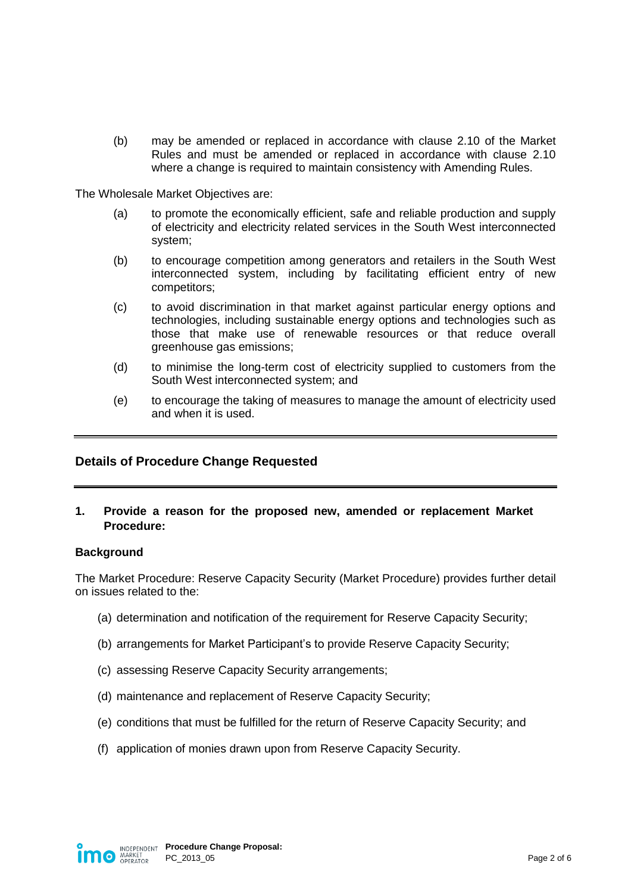(b) may be amended or replaced in accordance with clause 2.10 of the Market Rules and must be amended or replaced in accordance with clause 2.10 where a change is required to maintain consistency with Amending Rules.

The Wholesale Market Objectives are:

(a) to promote the economically efficient, safe and reliable production and supply of electricity and electricity related services in the South West interconnected system;

(b) to encourage competition among generators and retailers in the South West interconnected system, including by facilitating efficient entry of new competitors;

(c) to avoid discrimination in that market against particular energy options and technologies, including sustainable energy options and technologies such as those that make use of renewable resources or that reduce overall greenhouse gas emissions;

(d) to minimise the long-term cost of electricity supplied to customers from the South West interconnected system; and

(e) to encourage the taking of measures to manage the amount of electricity used and when it is used.

---

## Details of Procedure Change Requested

---

### 1. Provide a reason for the proposed new, amended or replacement Market Procedure:

**Background**

The Market Procedure: Reserve Capacity Security (Market Procedure) provides further detail on issues related to the:

(a) determination and notification of the requirement for Reserve Capacity Security;

(b) arrangements for Market Participant's to provide Reserve Capacity Security;

(c) assessing Reserve Capacity Security arrangements;

(d) maintenance and replacement of Reserve Capacity Security;

(e) conditions that must be fulfilled for the return of Reserve Capacity Security; and

(f) application of monies drawn upon from Reserve Capacity Security.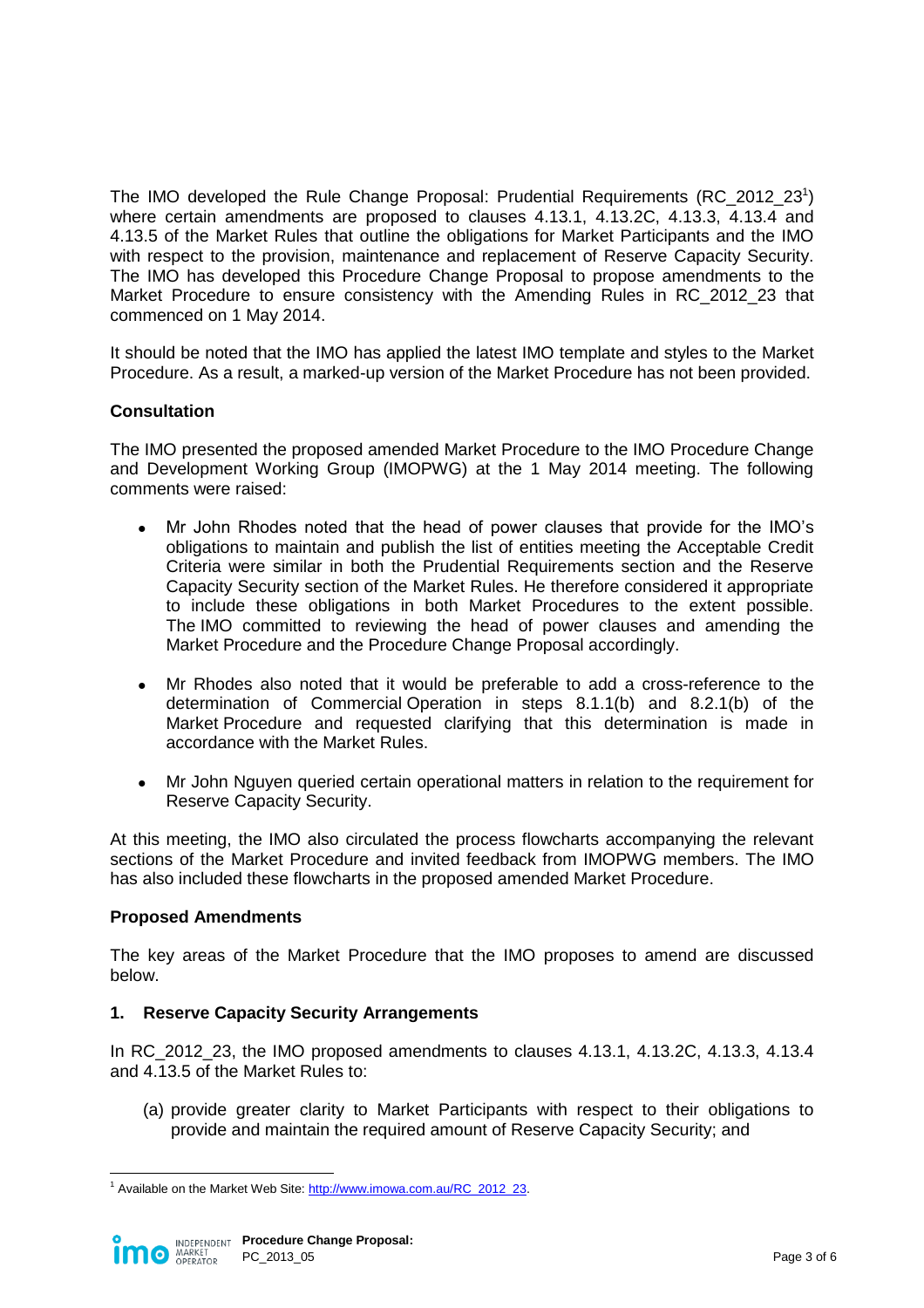The IMO developed the Rule Change Proposal: Prudential Requirements (RC_2012_23[1]) where certain amendments are proposed to clauses 4.13.1, 4.13.2C, 4.13.3, 4.13.4 and 4.13.5 of the Market Rules that outline the obligations for Market Participants and the IMO with respect to the provision, maintenance and replacement of Reserve Capacity Security. The IMO has developed this Procedure Change Proposal to propose amendments to the Market Procedure to ensure consistency with the Amending Rules in RC_2012_23 that commenced on 1 May 2014.

It should be noted that the IMO has applied the latest IMO template and styles to the Market Procedure. As a result, a marked-up version of the Market Procedure has not been provided.

**Consultation**

The IMO presented the proposed amended Market Procedure to the IMO Procedure Change and Development Working Group (IMOPWG) at the 1 May 2014 meeting. The following comments were raised:

- Mr John Rhodes noted that the head of power clauses that provide for the IMO's obligations to maintain and publish the list of entities meeting the Acceptable Credit Criteria were similar in both the Prudential Requirements section and the Reserve Capacity Security section of the Market Rules. He therefore considered it appropriate to include these obligations in both Market Procedures to the extent possible. The IMO committed to reviewing the head of power clauses and amending the Market Procedure and the Procedure Change Proposal accordingly.

- Mr Rhodes also noted that it would be preferable to add a cross-reference to the determination of Commercial Operation in steps 8.1.1(b) and 8.2.1(b) of the Market Procedure and requested clarifying that this determination is made in accordance with the Market Rules.

- Mr John Nguyen queried certain operational matters in relation to the requirement for Reserve Capacity Security.

At this meeting, the IMO also circulated the process flowcharts accompanying the relevant sections of the Market Procedure and invited feedback from IMOPWG members. The IMO has also included these flowcharts in the proposed amended Market Procedure.

**Proposed Amendments**

The key areas of the Market Procedure that the IMO proposes to amend are discussed below.

**1. Reserve Capacity Security Arrangements**

In RC_2012_23, the IMO proposed amendments to clauses 4.13.1, 4.13.2C, 4.13.3, 4.13.4 and 4.13.5 of the Market Rules to:

(a) provide greater clarity to Market Participants with respect to their obligations to provide and maintain the required amount of Reserve Capacity Security; and

[1] Available on the Market Web Site: http://www.imowa.com.au/RC_2012_23.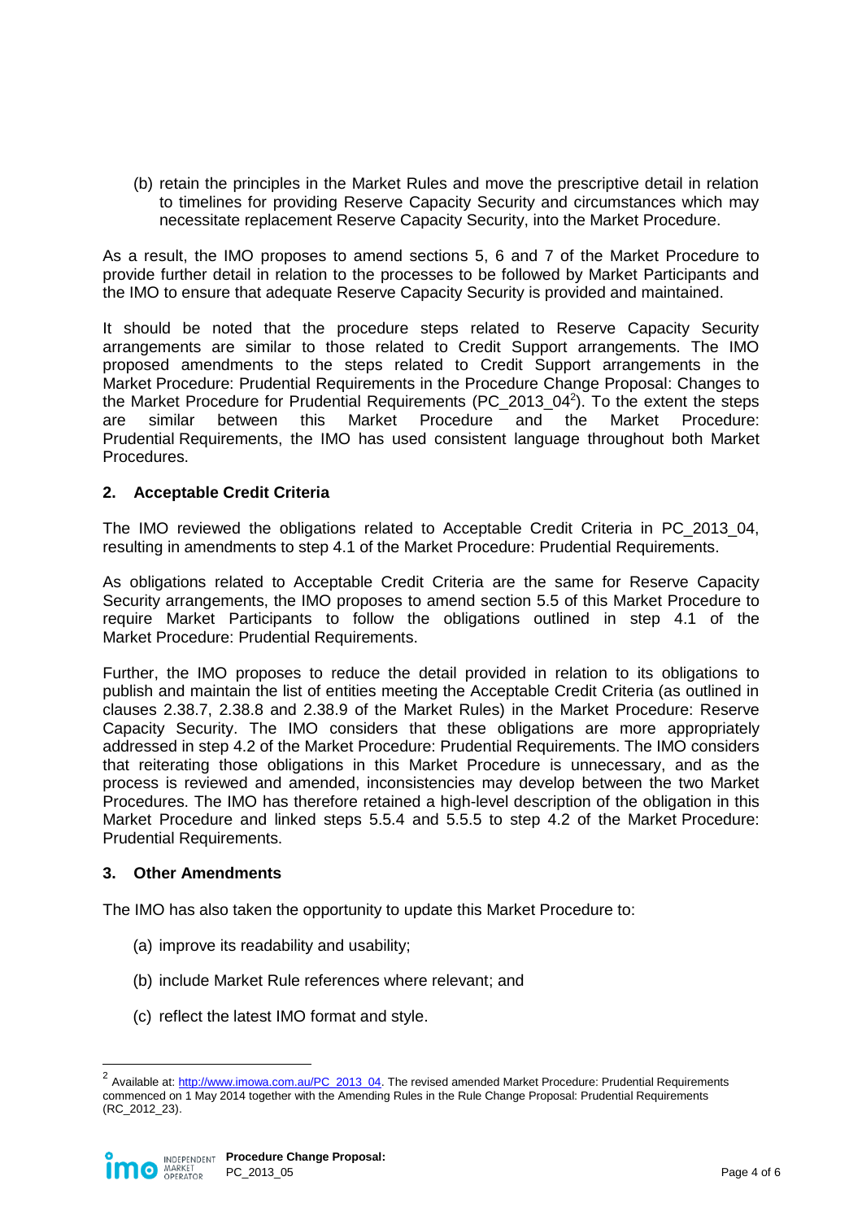(b) retain the principles in the Market Rules and move the prescriptive detail in relation to timelines for providing Reserve Capacity Security and circumstances which may necessitate replacement Reserve Capacity Security, into the Market Procedure.

As a result, the IMO proposes to amend sections 5, 6 and 7 of the Market Procedure to provide further detail in relation to the processes to be followed by Market Participants and the IMO to ensure that adequate Reserve Capacity Security is provided and maintained.

It should be noted that the procedure steps related to Reserve Capacity Security arrangements are similar to those related to Credit Support arrangements. The IMO proposed amendments to the steps related to Credit Support arrangements in the Market Procedure: Prudential Requirements in the Procedure Change Proposal: Changes to the Market Procedure for Prudential Requirements (PC_2013_04[2]). To the extent the steps are similar between this Market Procedure and the Market Procedure: Prudential Requirements, the IMO has used consistent language throughout both Market Procedures.

## 2. Acceptable Credit Criteria

The IMO reviewed the obligations related to Acceptable Credit Criteria in PC_2013_04, resulting in amendments to step 4.1 of the Market Procedure: Prudential Requirements.

As obligations related to Acceptable Credit Criteria are the same for Reserve Capacity Security arrangements, the IMO proposes to amend section 5.5 of this Market Procedure to require Market Participants to follow the obligations outlined in step 4.1 of the Market Procedure: Prudential Requirements.

Further, the IMO proposes to reduce the detail provided in relation to its obligations to publish and maintain the list of entities meeting the Acceptable Credit Criteria (as outlined in clauses 2.38.7, 2.38.8 and 2.38.9 of the Market Rules) in the Market Procedure: Reserve Capacity Security. The IMO considers that these obligations are more appropriately addressed in step 4.2 of the Market Procedure: Prudential Requirements. The IMO considers that reiterating those obligations in this Market Procedure is unnecessary, and as the process is reviewed and amended, inconsistencies may develop between the two Market Procedures. The IMO has therefore retained a high-level description of the obligation in this Market Procedure and linked steps 5.5.4 and 5.5.5 to step 4.2 of the Market Procedure: Prudential Requirements.

## 3. Other Amendments

The IMO has also taken the opportunity to update this Market Procedure to:

(a) improve its readability and usability;

(b) include Market Rule references where relevant; and

(c) reflect the latest IMO format and style.

---

[2] Available at: http://www.imowa.com.au/PC_2013_04. The revised amended Market Procedure: Prudential Requirements commenced on 1 May 2014 together with the Amending Rules in the Rule Change Proposal: Prudential Requirements (RC_2012_23).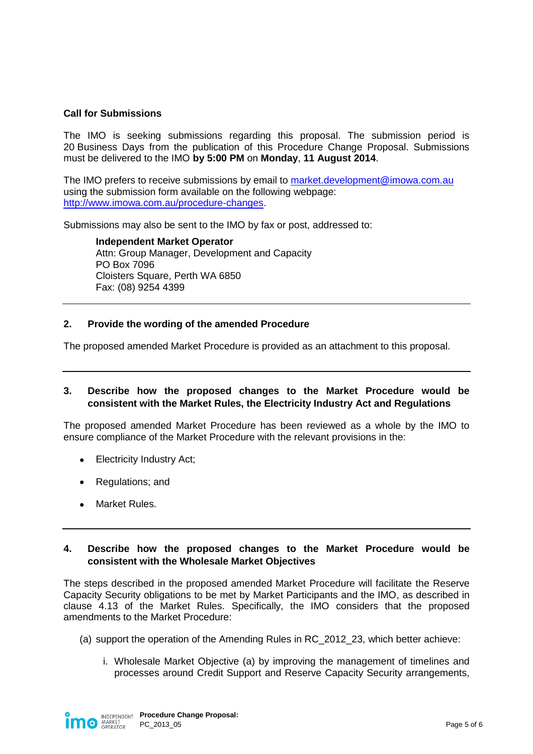**Call for Submissions**

The IMO is seeking submissions regarding this proposal. The submission period is 20 Business Days from the publication of this Procedure Change Proposal. Submissions must be delivered to the IMO **by 5:00 PM** on **Monday**, **11 August 2014**.

The IMO prefers to receive submissions by email to market.development@imowa.com.au using the submission form available on the following webpage: http://www.imowa.com.au/procedure-changes.

Submissions may also be sent to the IMO by fax or post, addressed to:

> **Independent Market Operator**
> Attn: Group Manager, Development and Capacity
> PO Box 7096
> Cloisters Square, Perth WA 6850
> Fax: (08) 9254 4399

---

## 2. Provide the wording of the amended Procedure

The proposed amended Market Procedure is provided as an attachment to this proposal.

---

## 3. Describe how the proposed changes to the Market Procedure would be consistent with the Market Rules, the Electricity Industry Act and Regulations

The proposed amended Market Procedure has been reviewed as a whole by the IMO to ensure compliance of the Market Procedure with the relevant provisions in the:

- Electricity Industry Act;
- Regulations; and
- Market Rules.

---

## 4. Describe how the proposed changes to the Market Procedure would be consistent with the Wholesale Market Objectives

The steps described in the proposed amended Market Procedure will facilitate the Reserve Capacity Security obligations to be met by Market Participants and the IMO, as described in clause 4.13 of the Market Rules. Specifically, the IMO considers that the proposed amendments to the Market Procedure:

(a) support the operation of the Amending Rules in RC_2012_23, which better achieve:

   i. Wholesale Market Objective (a) by improving the management of timelines and processes around Credit Support and Reserve Capacity Security arrangements,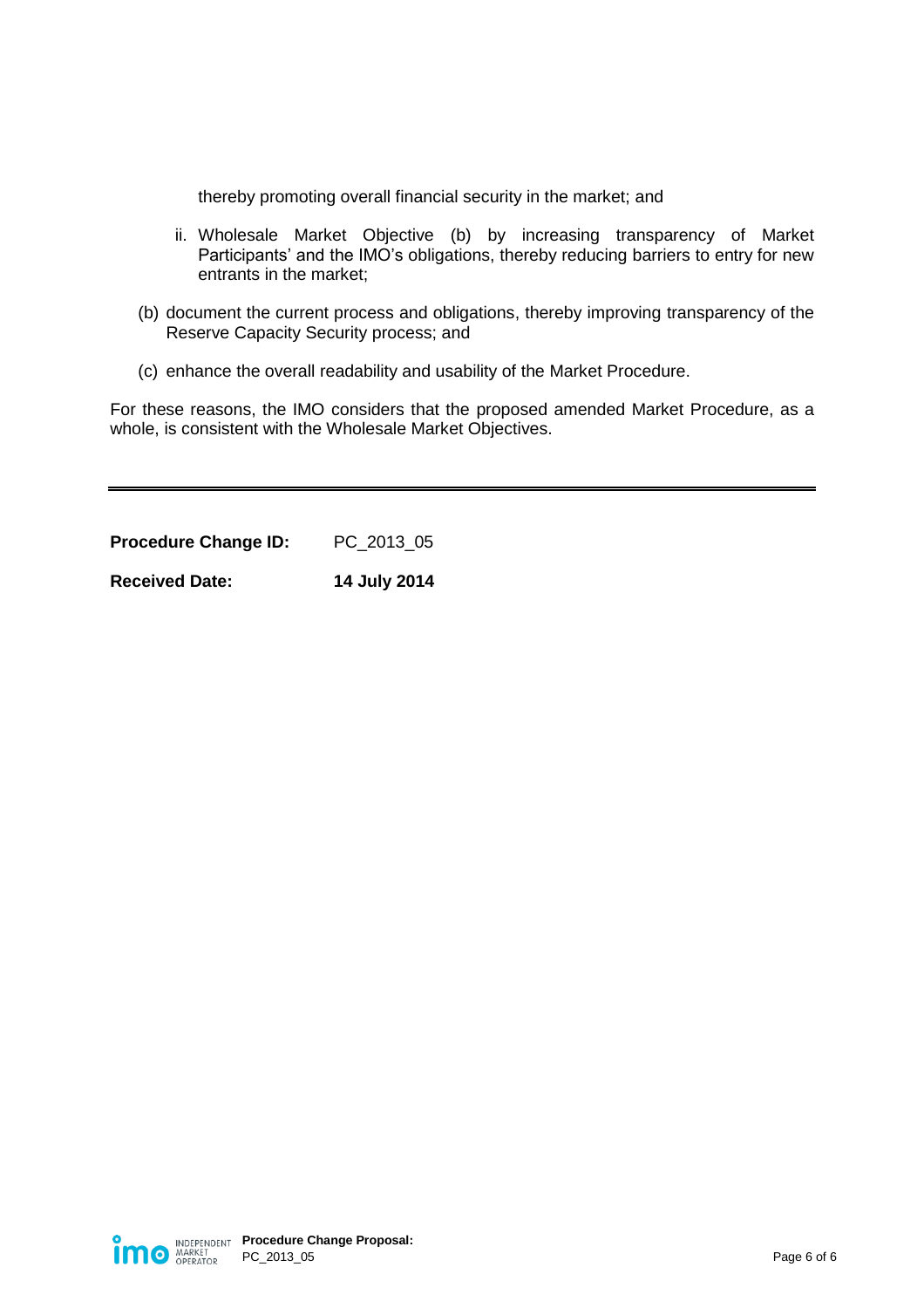thereby promoting overall financial security in the market; and

ii. Wholesale Market Objective (b) by increasing transparency of Market Participants' and the IMO's obligations, thereby reducing barriers to entry for new entrants in the market;

(b) document the current process and obligations, thereby improving transparency of the Reserve Capacity Security process; and

(c) enhance the overall readability and usability of the Market Procedure.

For these reasons, the IMO considers that the proposed amended Market Procedure, as a whole, is consistent with the Wholesale Market Objectives.

---

**Procedure Change ID:** PC_2013_05

**Received Date:** **14 July 2014**